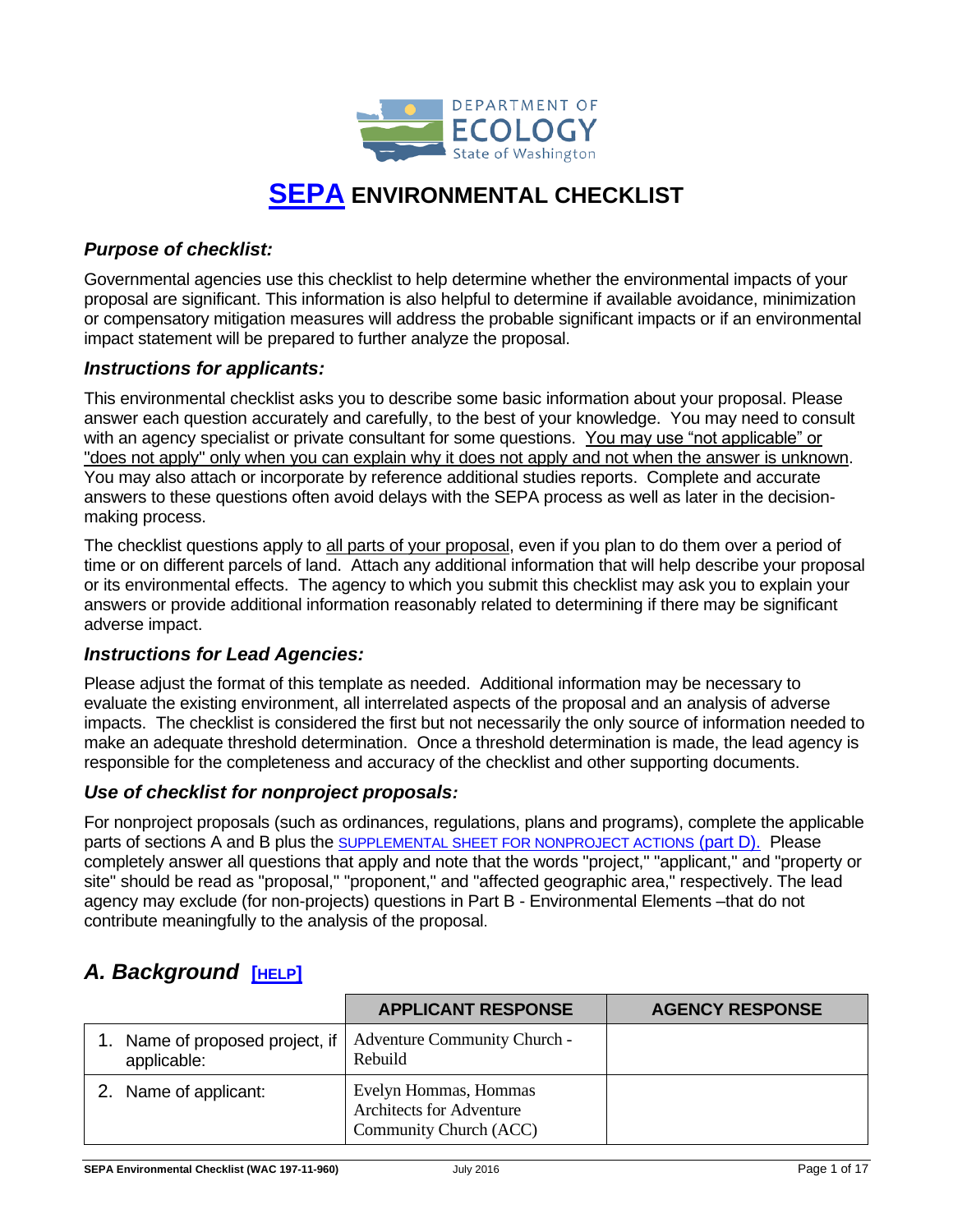DEPARTMENT OF ECOLOGY
State of Washington

# SEPA ENVIRONMENTAL CHECKLIST

### *Purpose of checklist:*

Governmental agencies use this checklist to help determine whether the environmental impacts of your proposal are significant. This information is also helpful to determine if available avoidance, minimization or compensatory mitigation measures will address the probable significant impacts or if an environmental impact statement will be prepared to further analyze the proposal.

### *Instructions for applicants:*

This environmental checklist asks you to describe some basic information about your proposal. Please answer each question accurately and carefully, to the best of your knowledge. You may need to consult with an agency specialist or private consultant for some questions. You may use "not applicable" or "does not apply" only when you can explain why it does not apply and not when the answer is unknown. You may also attach or incorporate by reference additional studies reports. Complete and accurate answers to these questions often avoid delays with the SEPA process as well as later in the decision-making process.

The checklist questions apply to all parts of your proposal, even if you plan to do them over a period of time or on different parcels of land. Attach any additional information that will help describe your proposal or its environmental effects. The agency to which you submit this checklist may ask you to explain your answers or provide additional information reasonably related to determining if there may be significant adverse impact.

### *Instructions for Lead Agencies:*

Please adjust the format of this template as needed. Additional information may be necessary to evaluate the existing environment, all interrelated aspects of the proposal and an analysis of adverse impacts. The checklist is considered the first but not necessarily the only source of information needed to make an adequate threshold determination. Once a threshold determination is made, the lead agency is responsible for the completeness and accuracy of the checklist and other supporting documents.

### *Use of checklist for nonproject proposals:*

For nonproject proposals (such as ordinances, regulations, plans and programs), complete the applicable parts of sections A and B plus the SUPPLEMENTAL SHEET FOR NONPROJECT ACTIONS (part D). Please completely answer all questions that apply and note that the words "project," "applicant," and "property or site" should be read as "proposal," "proponent," and "affected geographic area," respectively. The lead agency may exclude (for non-projects) questions in Part B - Environmental Elements –that do not contribute meaningfully to the analysis of the proposal.

## *A. Background* [HELP]

| | APPLICANT RESPONSE | AGENCY RESPONSE |
|---|---|---|
| 1. Name of proposed project, if applicable: | Adventure Community Church - Rebuild | |
| 2. Name of applicant: | Evelyn Hommas, Hommas Architects for Adventure Community Church (ACC) | |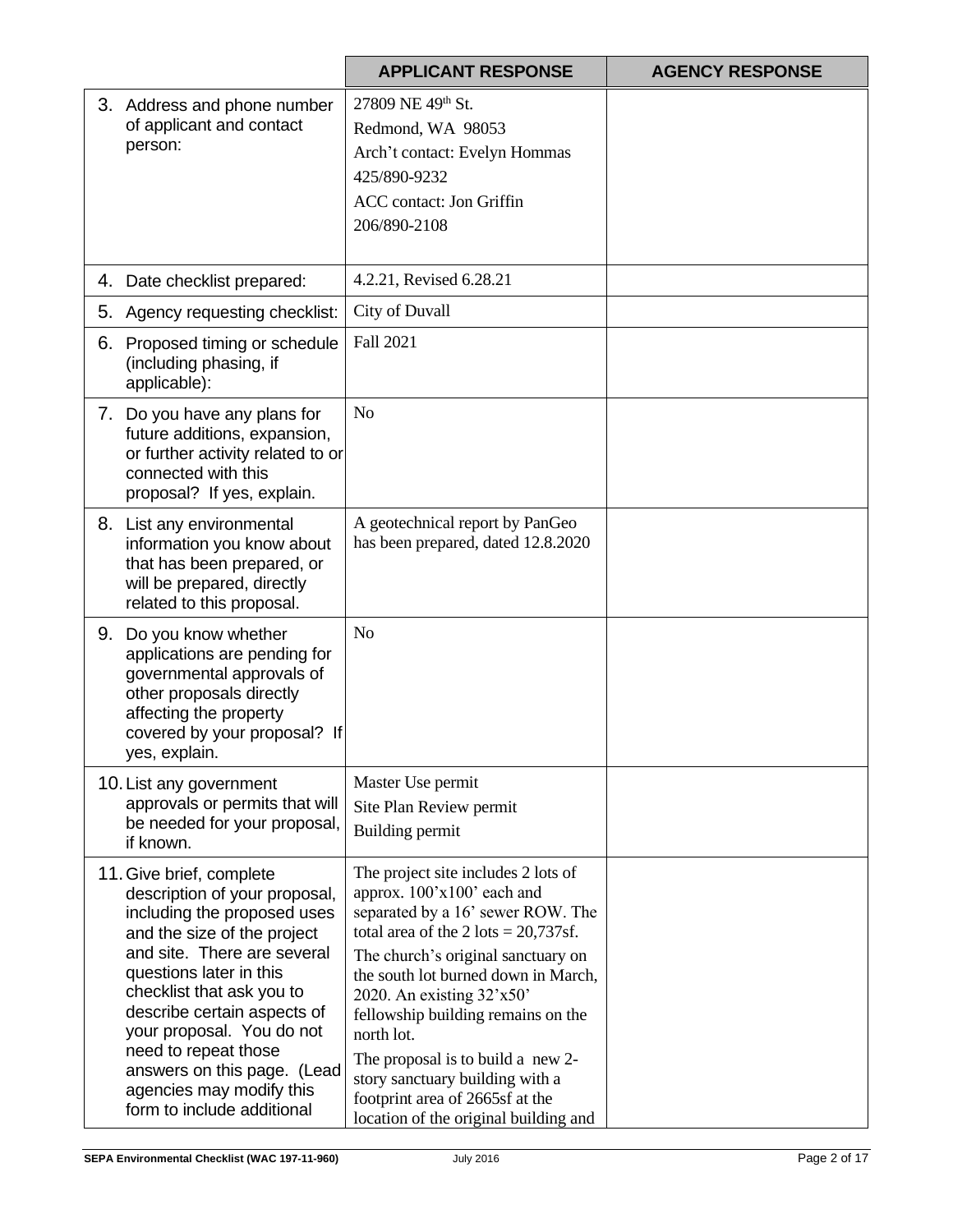| | APPLICANT RESPONSE | AGENCY RESPONSE |
|---|---|---|
| 3. Address and phone number of applicant and contact person: | 27809 NE 49th St.<br>Redmond, WA 98053<br>Arch't contact: Evelyn Hommas<br>425/890-9232<br>ACC contact: Jon Griffin<br>206/890-2108 | |
| 4. Date checklist prepared: | 4.2.21, Revised 6.28.21 | |
| 5. Agency requesting checklist: | City of Duvall | |
| 6. Proposed timing or schedule (including phasing, if applicable): | Fall 2021 | |
| 7. Do you have any plans for future additions, expansion, or further activity related to or connected with this proposal? If yes, explain. | No | |
| 8. List any environmental information you know about that has been prepared, or will be prepared, directly related to this proposal. | A geotechnical report by PanGeo has been prepared, dated 12.8.2020 | |
| 9. Do you know whether applications are pending for governmental approvals of other proposals directly affecting the property covered by your proposal? If yes, explain. | No | |
| 10. List any government approvals or permits that will be needed for your proposal, if known. | Master Use permit<br>Site Plan Review permit<br>Building permit | |
| 11. Give brief, complete description of your proposal, including the proposed uses and the size of the project and site. There are several questions later in this checklist that ask you to describe certain aspects of your proposal. You do not need to repeat those answers on this page. (Lead agencies may modify this form to include additional | The project site includes 2 lots of approx. 100'x100' each and separated by a 16' sewer ROW. The total area of the 2 lots = 20,737sf.<br>The church's original sanctuary on the south lot burned down in March, 2020. An existing 32'x50' fellowship building remains on the north lot.<br>The proposal is to build a new 2-story sanctuary building with a footprint area of 2665sf at the location of the original building and | |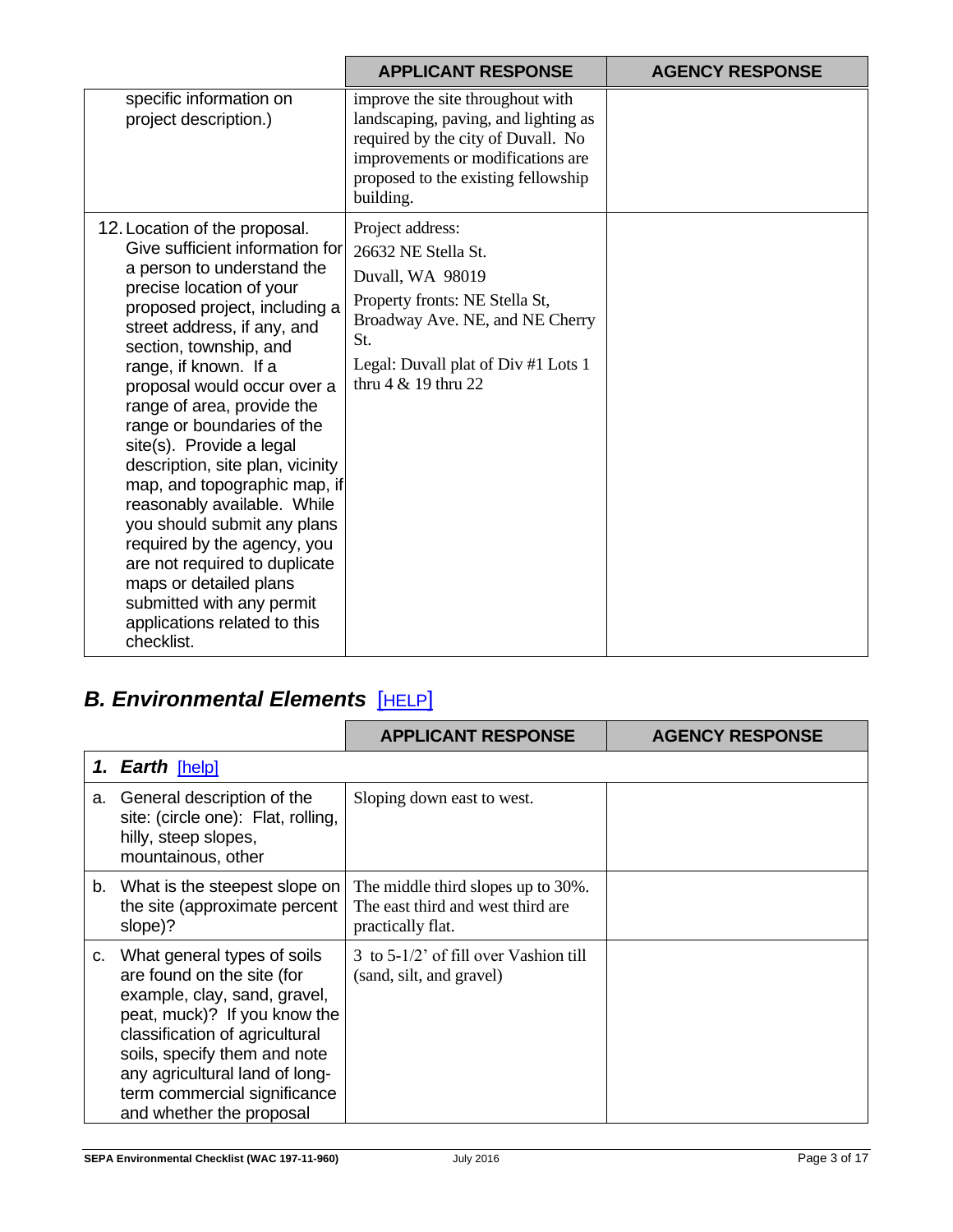| | APPLICANT RESPONSE | AGENCY RESPONSE |
|---|---|---|
| specific information on project description.) | improve the site throughout with landscaping, paving, and lighting as required by the city of Duvall. No improvements or modifications are proposed to the existing fellowship building. | |
| 12. Location of the proposal. Give sufficient information for a person to understand the precise location of your proposed project, including a street address, if any, and section, township, and range, if known. If a proposal would occur over a range of area, provide the range or boundaries of the site(s). Provide a legal description, site plan, vicinity map, and topographic map, if reasonably available. While you should submit any plans required by the agency, you are not required to duplicate maps or detailed plans submitted with any permit applications related to this checklist. | Project address:<br>26632 NE Stella St.<br>Duvall, WA 98019<br>Property fronts: NE Stella St, Broadway Ave. NE, and NE Cherry St.<br>Legal: Duvall plat of Div #1 Lots 1 thru 4 & 19 thru 22 | |

## *B. Environmental Elements* [HELP]

| | APPLICANT RESPONSE | AGENCY RESPONSE |
|---|---|---|
| ***1. Earth*** [help] | | |
| a. General description of the site: (circle one): Flat, rolling, hilly, steep slopes, mountainous, other | Sloping down east to west. | |
| b. What is the steepest slope on the site (approximate percent slope)? | The middle third slopes up to 30%. The east third and west third are practically flat. | |
| c. What general types of soils are found on the site (for example, clay, sand, gravel, peat, muck)? If you know the classification of agricultural soils, specify them and note any agricultural land of long-term commercial significance and whether the proposal | 3 to 5-1/2' of fill over Vashion till (sand, silt, and gravel) | |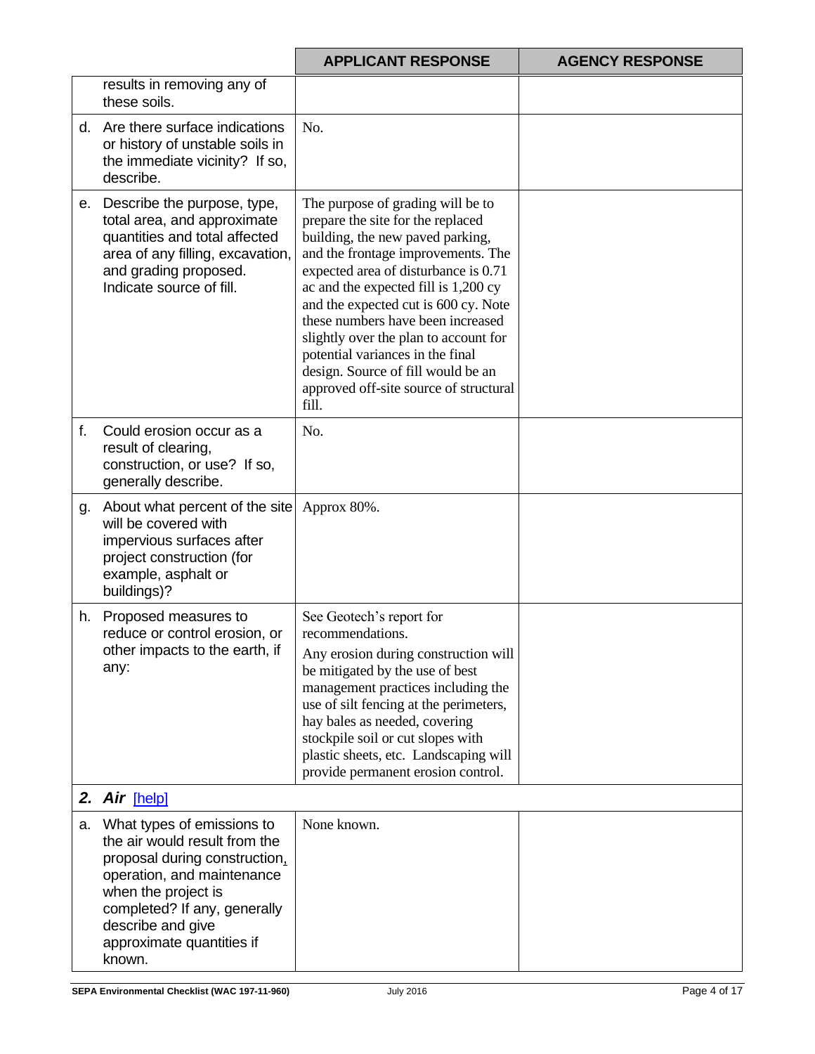| | APPLICANT RESPONSE | AGENCY RESPONSE |
|---|---|---|
| results in removing any of these soils. | | |
| d. Are there surface indications or history of unstable soils in the immediate vicinity? If so, describe. | No. | |
| e. Describe the purpose, type, total area, and approximate quantities and total affected area of any filling, excavation, and grading proposed. Indicate source of fill. | The purpose of grading will be to prepare the site for the replaced building, the new paved parking, and the frontage improvements. The expected area of disturbance is 0.71 ac and the expected fill is 1,200 cy and the expected cut is 600 cy. Note these numbers have been increased slightly over the plan to account for potential variances in the final design. Source of fill would be an approved off-site source of structural fill. | |
| f. Could erosion occur as a result of clearing, construction, or use? If so, generally describe. | No. | |
| g. About what percent of the site will be covered with impervious surfaces after project construction (for example, asphalt or buildings)? | Approx 80%. | |
| h. Proposed measures to reduce or control erosion, or other impacts to the earth, if any: | See Geotech's report for recommendations.<br>Any erosion during construction will be mitigated by the use of best management practices including the use of silt fencing at the perimeters, hay bales as needed, covering stockpile soil or cut slopes with plastic sheets, etc. Landscaping will provide permanent erosion control. | |
| ***2. Air*** [help] | | |
| a. What types of emissions to the air would result from the proposal during construction, operation, and maintenance when the project is completed? If any, generally describe and give approximate quantities if known. | None known. | |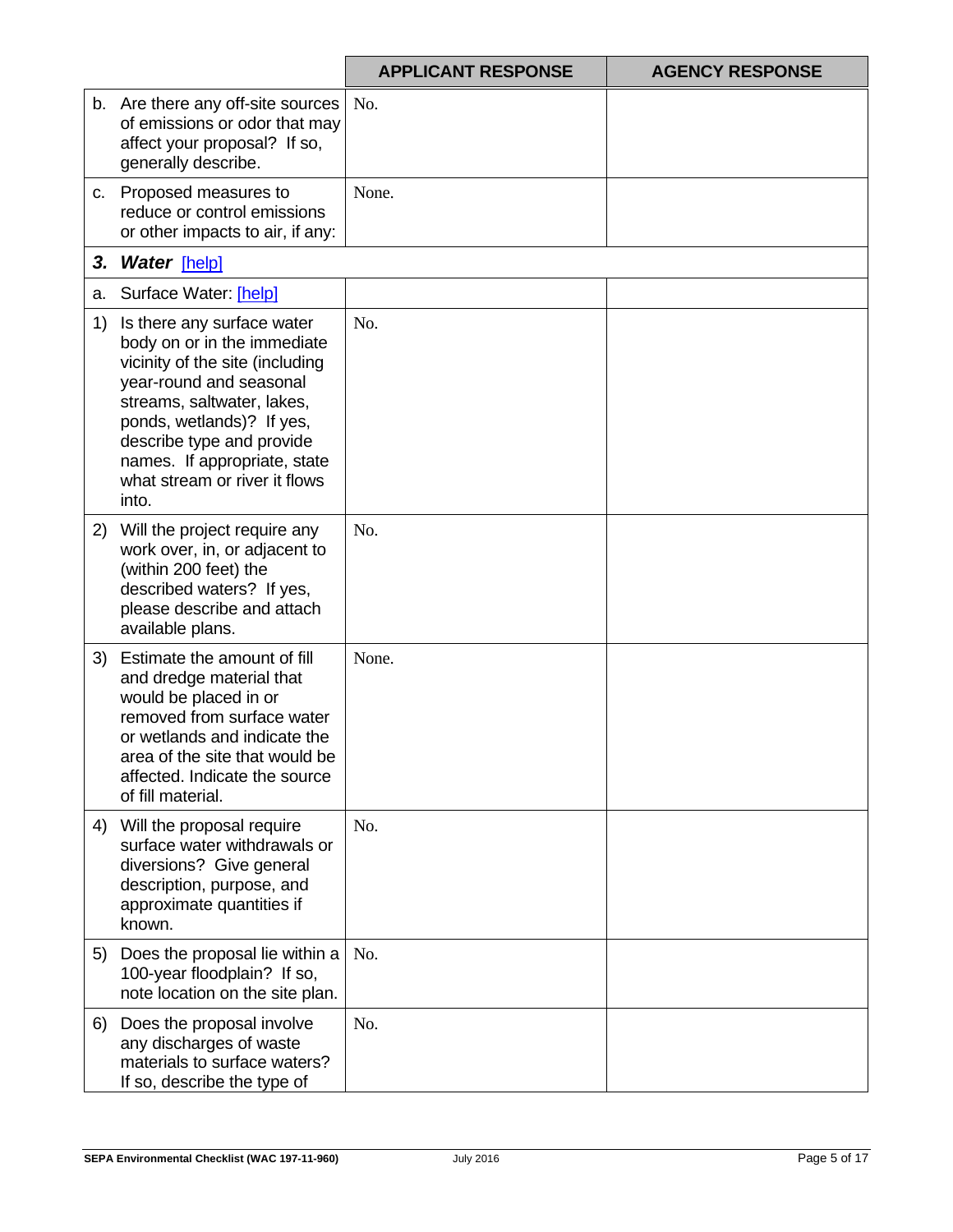| | APPLICANT RESPONSE | AGENCY RESPONSE |
|---|---|---|
| b. Are there any off-site sources of emissions or odor that may affect your proposal? If so, generally describe. | No. | |
| c. Proposed measures to reduce or control emissions or other impacts to air, if any: | None. | |
| ***3. Water*** [help] | | |
| a. Surface Water: [help] | | |
| 1) Is there any surface water body on or in the immediate vicinity of the site (including year-round and seasonal streams, saltwater, lakes, ponds, wetlands)? If yes, describe type and provide names. If appropriate, state what stream or river it flows into. | No. | |
| 2) Will the project require any work over, in, or adjacent to (within 200 feet) the described waters? If yes, please describe and attach available plans. | No. | |
| 3) Estimate the amount of fill and dredge material that would be placed in or removed from surface water or wetlands and indicate the area of the site that would be affected. Indicate the source of fill material. | None. | |
| 4) Will the proposal require surface water withdrawals or diversions? Give general description, purpose, and approximate quantities if known. | No. | |
| 5) Does the proposal lie within a 100-year floodplain? If so, note location on the site plan. | No. | |
| 6) Does the proposal involve any discharges of waste materials to surface waters? If so, describe the type of | No. | |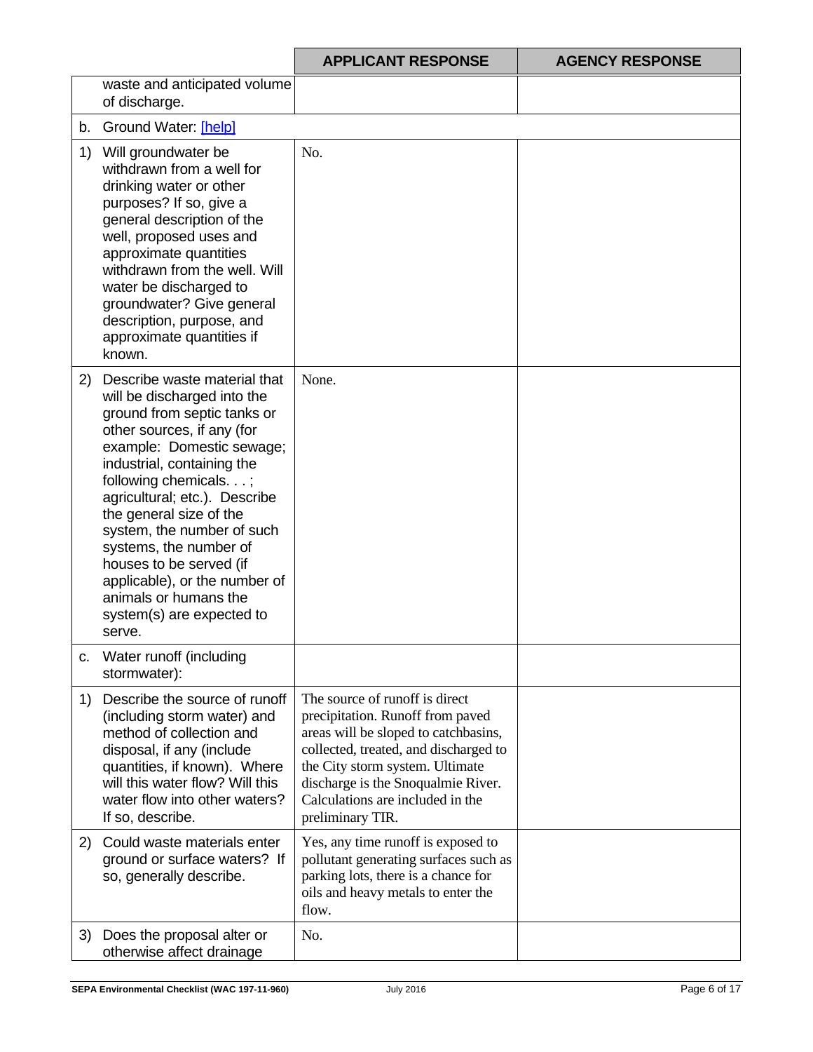| | | APPLICANT RESPONSE | AGENCY RESPONSE |
|---|---|---|---|
| | waste and anticipated volume of discharge. | | |
| b. | Ground Water: [help] | | |
| 1) | Will groundwater be withdrawn from a well for drinking water or other purposes? If so, give a general description of the well, proposed uses and approximate quantities withdrawn from the well. Will water be discharged to groundwater? Give general description, purpose, and approximate quantities if known. | No. | |
| 2) | Describe waste material that will be discharged into the ground from septic tanks or other sources, if any (for example: Domestic sewage; industrial, containing the following chemicals. . . ; agricultural; etc.). Describe the general size of the system, the number of such systems, the number of houses to be served (if applicable), or the number of animals or humans the system(s) are expected to serve. | None. | |
| c. | Water runoff (including stormwater): | | |
| 1) | Describe the source of runoff (including storm water) and method of collection and disposal, if any (include quantities, if known). Where will this water flow? Will this water flow into other waters? If so, describe. | The source of runoff is direct precipitation. Runoff from paved areas will be sloped to catchbasins, collected, treated, and discharged to the City storm system. Ultimate discharge is the Snoqualmie River. Calculations are included in the preliminary TIR. | |
| 2) | Could waste materials enter ground or surface waters? If so, generally describe. | Yes, any time runoff is exposed to pollutant generating surfaces such as parking lots, there is a chance for oils and heavy metals to enter the flow. | |
| 3) | Does the proposal alter or otherwise affect drainage | No. | |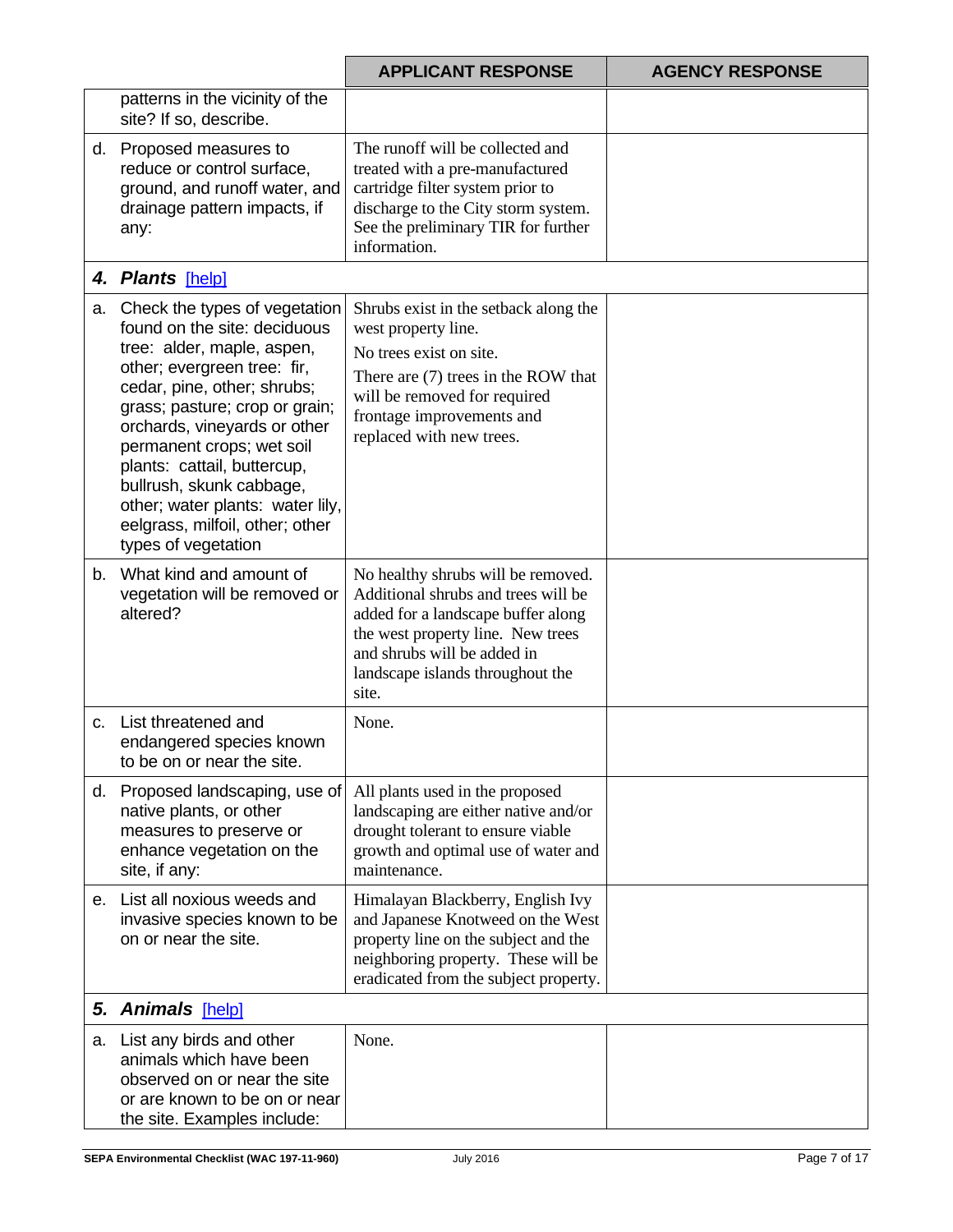| | | APPLICANT RESPONSE | AGENCY RESPONSE |
|---|---|---|---|
| | patterns in the vicinity of the site? If so, describe. | | |
| d. | Proposed measures to reduce or control surface, ground, and runoff water, and drainage pattern impacts, if any: | The runoff will be collected and treated with a pre-manufactured cartridge filter system prior to discharge to the City storm system. See the preliminary TIR for further information. | |
| ***4.*** | ***Plants*** [help] | | |
| a. | Check the types of vegetation found on the site: deciduous tree: alder, maple, aspen, other; evergreen tree: fir, cedar, pine, other; shrubs; grass; pasture; crop or grain; orchards, vineyards or other permanent crops; wet soil plants: cattail, buttercup, bullrush, skunk cabbage, other; water plants: water lily, eelgrass, milfoil, other; other types of vegetation | Shrubs exist in the setback along the west property line.<br>No trees exist on site.<br>There are (7) trees in the ROW that will be removed for required frontage improvements and replaced with new trees. | |
| b. | What kind and amount of vegetation will be removed or altered? | No healthy shrubs will be removed. Additional shrubs and trees will be added for a landscape buffer along the west property line. New trees and shrubs will be added in landscape islands throughout the site. | |
| c. | List threatened and endangered species known to be on or near the site. | None. | |
| d. | Proposed landscaping, use of native plants, or other measures to preserve or enhance vegetation on the site, if any: | All plants used in the proposed landscaping are either native and/or drought tolerant to ensure viable growth and optimal use of water and maintenance. | |
| e. | List all noxious weeds and invasive species known to be on or near the site. | Himalayan Blackberry, English Ivy and Japanese Knotweed on the West property line on the subject and the neighboring property. These will be eradicated from the subject property. | |
| ***5.*** | ***Animals*** [help] | | |
| a. | List any birds and other animals which have been observed on or near the site or are known to be on or near the site. Examples include: | None. | |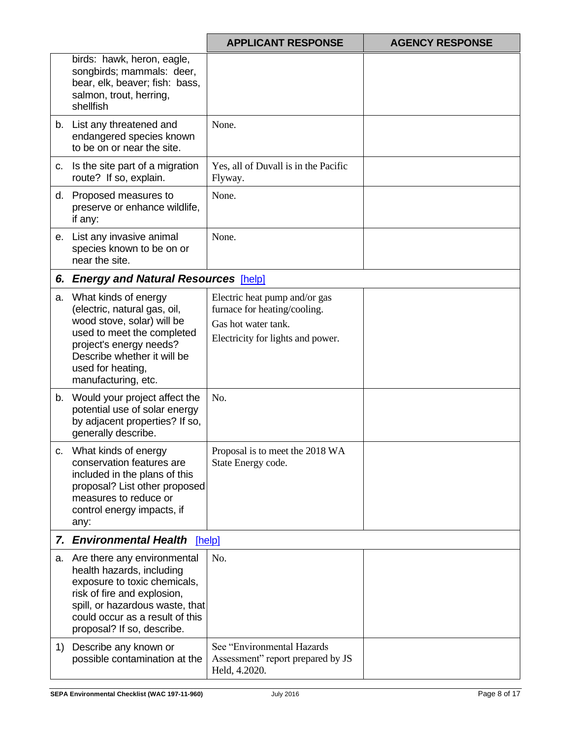| | APPLICANT RESPONSE | AGENCY RESPONSE |
|---|---|---|
| birds: hawk, heron, eagle, songbirds; mammals: deer, bear, elk, beaver; fish: bass, salmon, trout, herring, shellfish | | |
| b. List any threatened and endangered species known to be on or near the site. | None. | |
| c. Is the site part of a migration route? If so, explain. | Yes, all of Duvall is in the Pacific Flyway. | |
| d. Proposed measures to preserve or enhance wildlife, if any: | None. | |
| e. List any invasive animal species known to be on or near the site. | None. | |
| ***6. Energy and Natural Resources*** [help] | | |
| a. What kinds of energy (electric, natural gas, oil, wood stove, solar) will be used to meet the completed project's energy needs? Describe whether it will be used for heating, manufacturing, etc. | Electric heat pump and/or gas furnace for heating/cooling.<br>Gas hot water tank.<br>Electricity for lights and power. | |
| b. Would your project affect the potential use of solar energy by adjacent properties? If so, generally describe. | No. | |
| c. What kinds of energy conservation features are included in the plans of this proposal? List other proposed measures to reduce or control energy impacts, if any: | Proposal is to meet the 2018 WA State Energy code. | |
| ***7. Environmental Health*** [help] | | |
| a. Are there any environmental health hazards, including exposure to toxic chemicals, risk of fire and explosion, spill, or hazardous waste, that could occur as a result of this proposal? If so, describe. | No. | |
| 1) Describe any known or possible contamination at the | See "Environmental Hazards Assessment" report prepared by JS Held, 4.2020. | |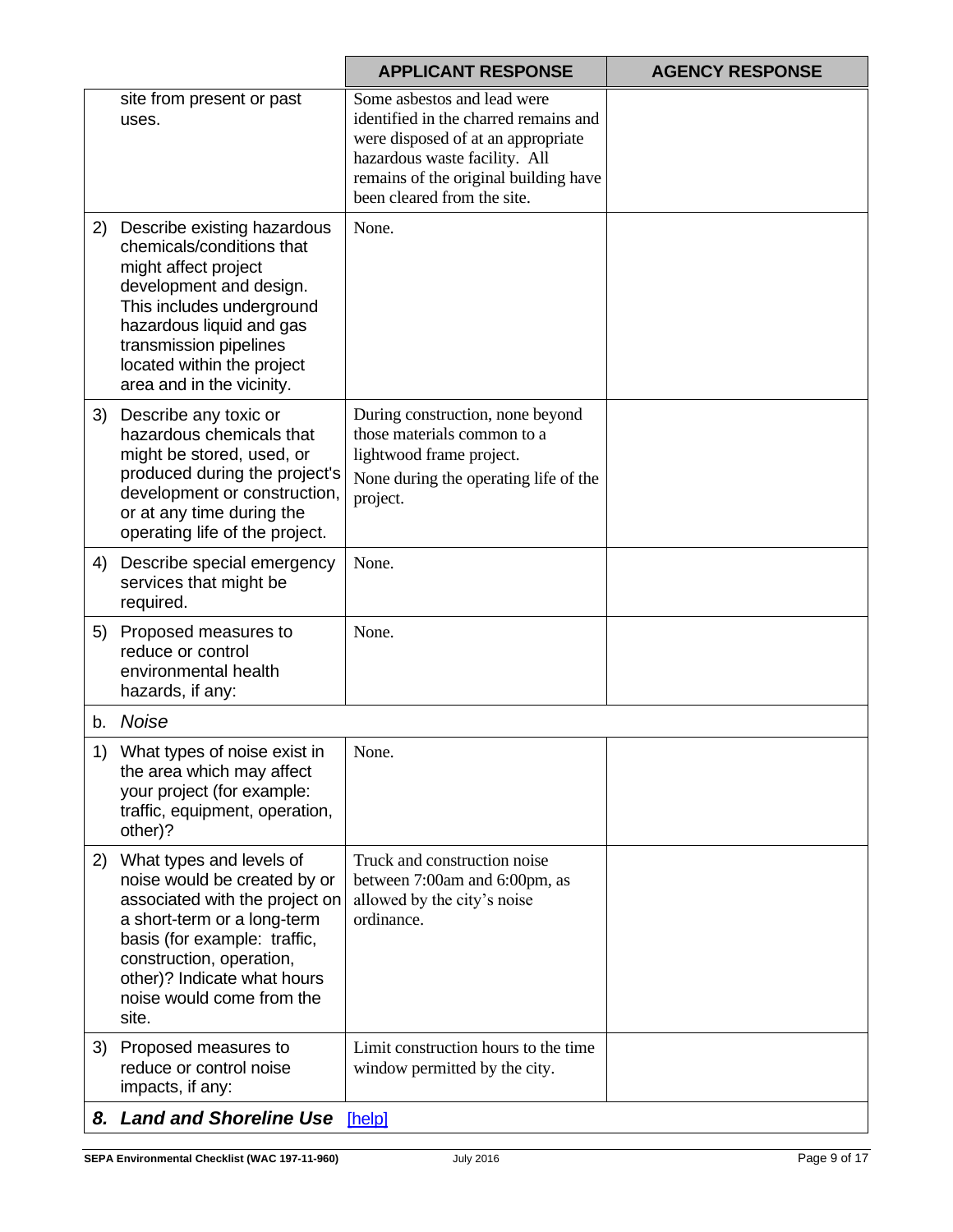| | APPLICANT RESPONSE | AGENCY RESPONSE |
|---|---|---|
| site from present or past uses. | Some asbestos and lead were identified in the charred remains and were disposed of at an appropriate hazardous waste facility. All remains of the original building have been cleared from the site. | |
| 2) Describe existing hazardous chemicals/conditions that might affect project development and design. This includes underground hazardous liquid and gas transmission pipelines located within the project area and in the vicinity. | None. | |
| 3) Describe any toxic or hazardous chemicals that might be stored, used, or produced during the project's development or construction, or at any time during the operating life of the project. | During construction, none beyond those materials common to a lightwood frame project.<br>None during the operating life of the project. | |
| 4) Describe special emergency services that might be required. | None. | |
| 5) Proposed measures to reduce or control environmental health hazards, if any: | None. | |
| b. *Noise* | | |
| 1) What types of noise exist in the area which may affect your project (for example: traffic, equipment, operation, other)? | None. | |
| 2) What types and levels of noise would be created by or associated with the project on a short-term or a long-term basis (for example: traffic, construction, operation, other)? Indicate what hours noise would come from the site. | Truck and construction noise between 7:00am and 6:00pm, as allowed by the city's noise ordinance. | |
| 3) Proposed measures to reduce or control noise impacts, if any: | Limit construction hours to the time window permitted by the city. | |

***8. Land and Shoreline Use*** [help]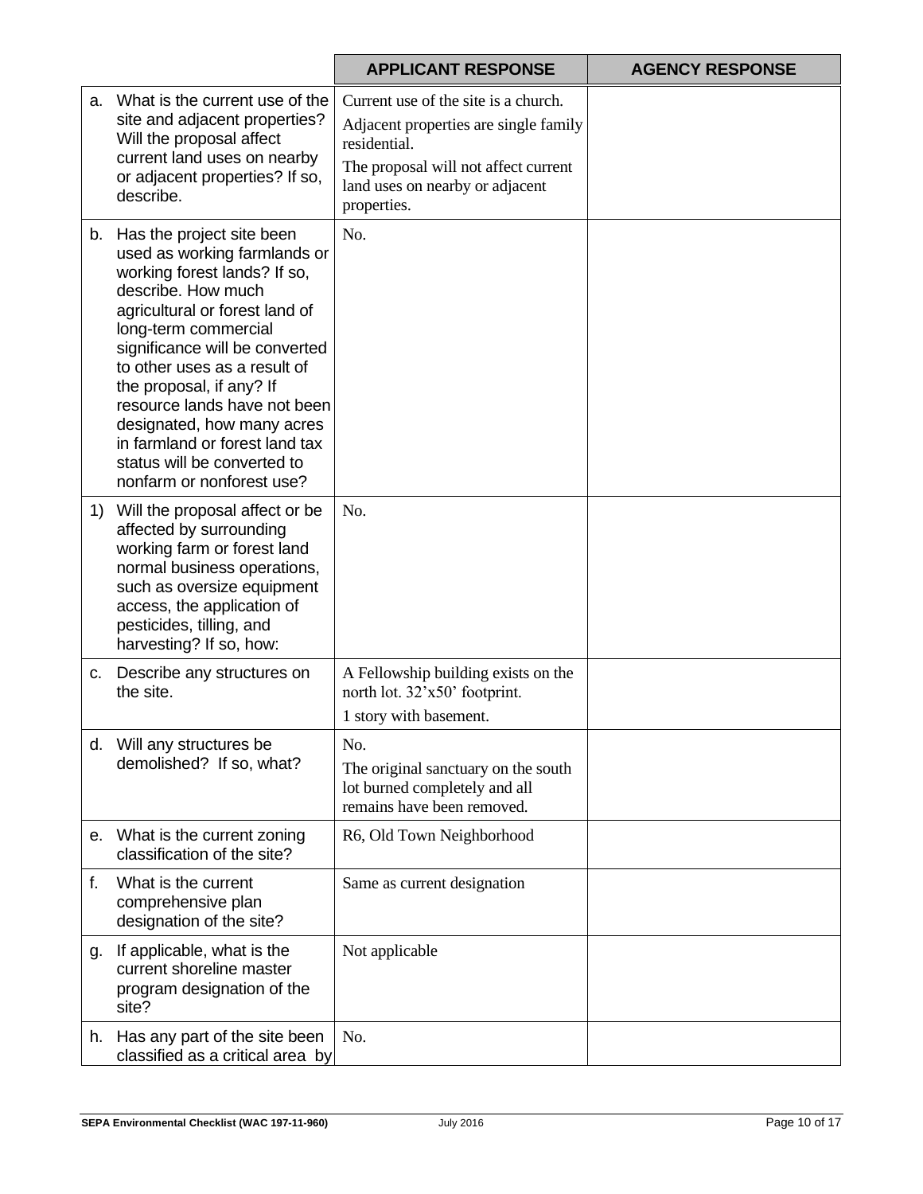| | APPLICANT RESPONSE | AGENCY RESPONSE |
|---|---|---|
| a. What is the current use of the site and adjacent properties? Will the proposal affect current land uses on nearby or adjacent properties? If so, describe. | Current use of the site is a church.<br>Adjacent properties are single family residential.<br>The proposal will not affect current land uses on nearby or adjacent properties. | |
| b. Has the project site been used as working farmlands or working forest lands? If so, describe. How much agricultural or forest land of long-term commercial significance will be converted to other uses as a result of the proposal, if any? If resource lands have not been designated, how many acres in farmland or forest land tax status will be converted to nonfarm or nonforest use? | No. | |
| 1) Will the proposal affect or be affected by surrounding working farm or forest land normal business operations, such as oversize equipment access, the application of pesticides, tilling, and harvesting? If so, how: | No. | |
| c. Describe any structures on the site. | A Fellowship building exists on the north lot. 32'x50' footprint.<br>1 story with basement. | |
| d. Will any structures be demolished? If so, what? | No.<br>The original sanctuary on the south lot burned completely and all remains have been removed. | |
| e. What is the current zoning classification of the site? | R6, Old Town Neighborhood | |
| f. What is the current comprehensive plan designation of the site? | Same as current designation | |
| g. If applicable, what is the current shoreline master program designation of the site? | Not applicable | |
| h. Has any part of the site been classified as a critical area by | No. | |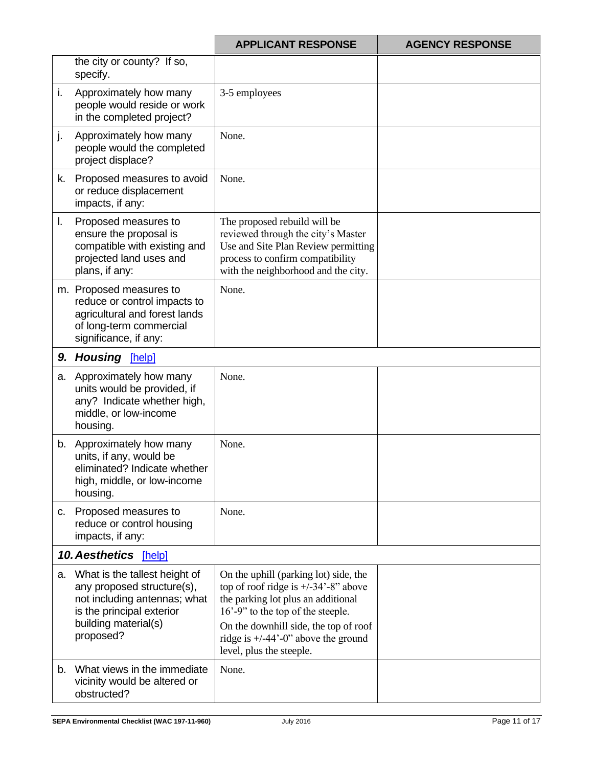| | | APPLICANT RESPONSE | AGENCY RESPONSE |
|---|---|---|---|
| | the city or county? If so, specify. | | |
| i. | Approximately how many people would reside or work in the completed project? | 3-5 employees | |
| j. | Approximately how many people would the completed project displace? | None. | |
| k. | Proposed measures to avoid or reduce displacement impacts, if any: | None. | |
| l. | Proposed measures to ensure the proposal is compatible with existing and projected land uses and plans, if any: | The proposed rebuild will be reviewed through the city's Master Use and Site Plan Review permitting process to confirm compatibility with the neighborhood and the city. | |
| m. | Proposed measures to reduce or control impacts to agricultural and forest lands of long-term commercial significance, if any: | None. | |
| ***9.*** | ***Housing*** [help] | | |
| a. | Approximately how many units would be provided, if any? Indicate whether high, middle, or low-income housing. | None. | |
| b. | Approximately how many units, if any, would be eliminated? Indicate whether high, middle, or low-income housing. | None. | |
| c. | Proposed measures to reduce or control housing impacts, if any: | None. | |
| ***10.*** | ***Aesthetics*** [help] | | |
| a. | What is the tallest height of any proposed structure(s), not including antennas; what is the principal exterior building material(s) proposed? | On the uphill (parking lot) side, the top of roof ridge is +/-34'-8" above the parking lot plus an additional 16'-9" to the top of the steeple.<br>On the downhill side, the top of roof ridge is +/-44'-0" above the ground level, plus the steeple. | |
| b. | What views in the immediate vicinity would be altered or obstructed? | None. | |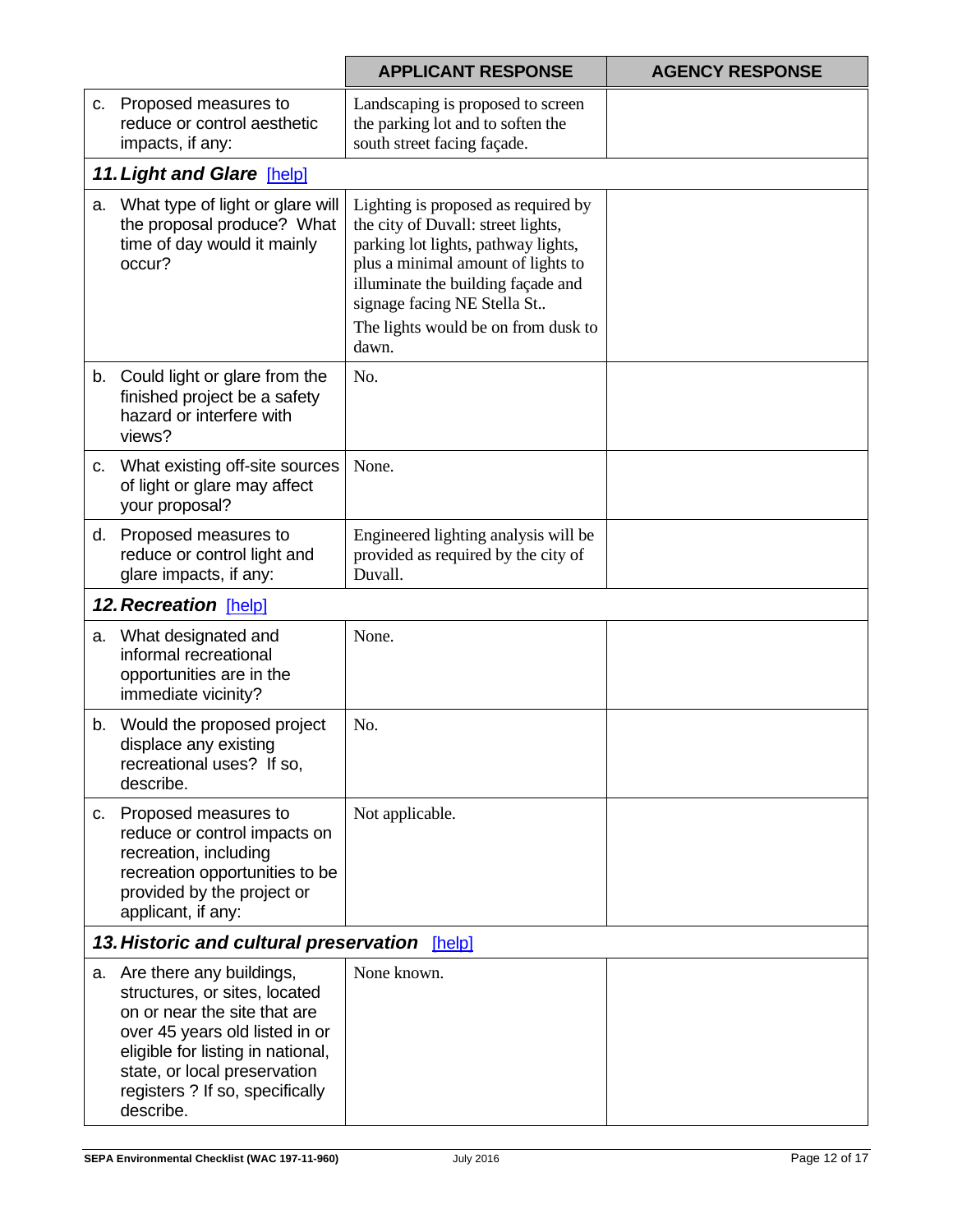| | APPLICANT RESPONSE | AGENCY RESPONSE |
|---|---|---|
| c. Proposed measures to reduce or control aesthetic impacts, if any: | Landscaping is proposed to screen the parking lot and to soften the south street facing façade. | |
| ***11. Light and Glare*** [help] | | |
| a. What type of light or glare will the proposal produce? What time of day would it mainly occur? | Lighting is proposed as required by the city of Duvall: street lights, parking lot lights, pathway lights, plus a minimal amount of lights to illuminate the building façade and signage facing NE Stella St..<br>The lights would be on from dusk to dawn. | |
| b. Could light or glare from the finished project be a safety hazard or interfere with views? | No. | |
| c. What existing off-site sources of light or glare may affect your proposal? | None. | |
| d. Proposed measures to reduce or control light and glare impacts, if any: | Engineered lighting analysis will be provided as required by the city of Duvall. | |
| ***12. Recreation*** [help] | | |
| a. What designated and informal recreational opportunities are in the immediate vicinity? | None. | |
| b. Would the proposed project displace any existing recreational uses? If so, describe. | No. | |
| c. Proposed measures to reduce or control impacts on recreation, including recreation opportunities to be provided by the project or applicant, if any: | Not applicable. | |
| ***13. Historic and cultural preservation*** [help] | | |
| a. Are there any buildings, structures, or sites, located on or near the site that are over 45 years old listed in or eligible for listing in national, state, or local preservation registers ? If so, specifically describe. | None known. | |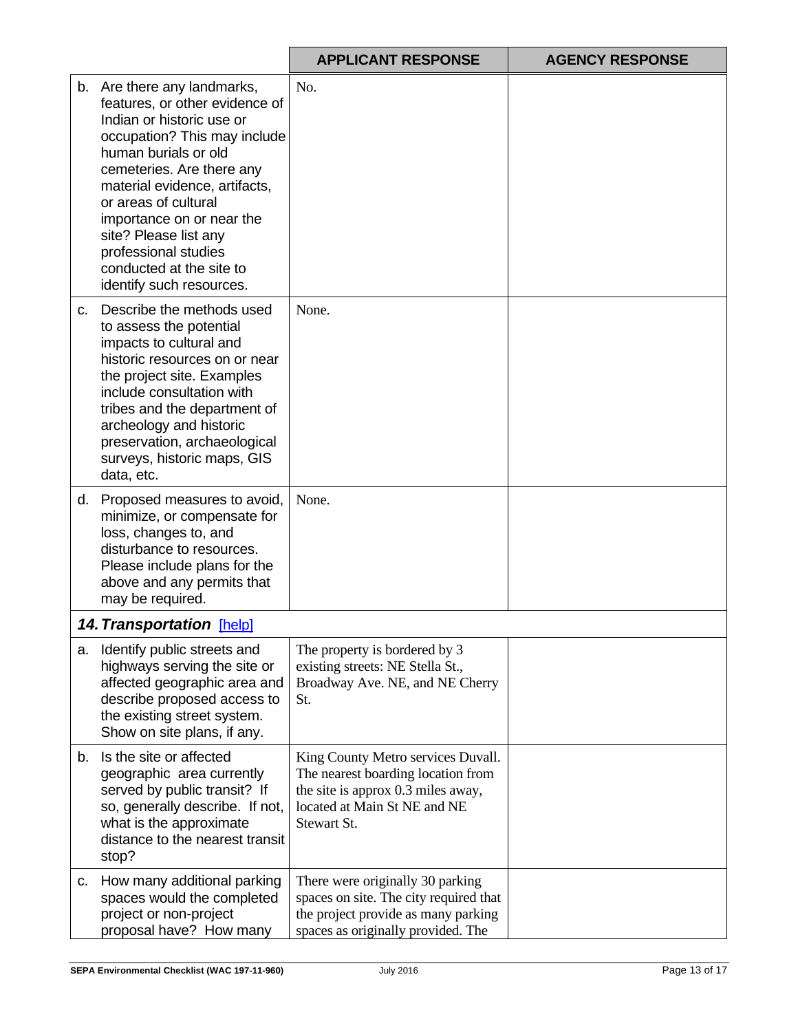| | APPLICANT RESPONSE | AGENCY RESPONSE |
|---|---|---|
| b. Are there any landmarks, features, or other evidence of Indian or historic use or occupation? This may include human burials or old cemeteries. Are there any material evidence, artifacts, or areas of cultural importance on or near the site? Please list any professional studies conducted at the site to identify such resources. | No. | |
| c. Describe the methods used to assess the potential impacts to cultural and historic resources on or near the project site. Examples include consultation with tribes and the department of archeology and historic preservation, archaeological surveys, historic maps, GIS data, etc. | None. | |
| d. Proposed measures to avoid, minimize, or compensate for loss, changes to, and disturbance to resources. Please include plans for the above and any permits that may be required. | None. | |
| ***14. Transportation*** [help] | | |
| a. Identify public streets and highways serving the site or affected geographic area and describe proposed access to the existing street system. Show on site plans, if any. | The property is bordered by 3 existing streets: NE Stella St., Broadway Ave. NE, and NE Cherry St. | |
| b. Is the site or affected geographic area currently served by public transit? If so, generally describe. If not, what is the approximate distance to the nearest transit stop? | King County Metro services Duvall. The nearest boarding location from the site is approx 0.3 miles away, located at Main St NE and NE Stewart St. | |
| c. How many additional parking spaces would the completed project or non-project proposal have? How many | There were originally 30 parking spaces on site. The city required that the project provide as many parking spaces as originally provided. The | |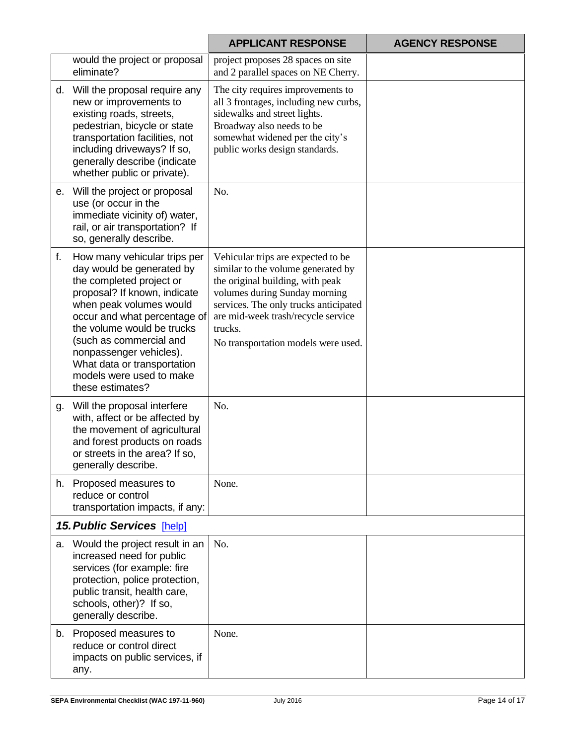| | APPLICANT RESPONSE | AGENCY RESPONSE |
|---|---|---|
| would the project or proposal eliminate? | project proposes 28 spaces on site and 2 parallel spaces on NE Cherry. | |
| d. Will the proposal require any new or improvements to existing roads, streets, pedestrian, bicycle or state transportation facilities, not including driveways? If so, generally describe (indicate whether public or private). | The city requires improvements to all 3 frontages, including new curbs, sidewalks and street lights. Broadway also needs to be somewhat widened per the city's public works design standards. | |
| e. Will the project or proposal use (or occur in the immediate vicinity of) water, rail, or air transportation? If so, generally describe. | No. | |
| f. How many vehicular trips per day would be generated by the completed project or proposal? If known, indicate when peak volumes would occur and what percentage of the volume would be trucks (such as commercial and nonpassenger vehicles). What data or transportation models were used to make these estimates? | Vehicular trips are expected to be similar to the volume generated by the original building, with peak volumes during Sunday morning services. The only trucks anticipated are mid-week trash/recycle service trucks.<br>No transportation models were used. | |
| g. Will the proposal interfere with, affect or be affected by the movement of agricultural and forest products on roads or streets in the area? If so, generally describe. | No. | |
| h. Proposed measures to reduce or control transportation impacts, if any: | None. | |
| ***15. Public Services*** [help] | | |
| a. Would the project result in an increased need for public services (for example: fire protection, police protection, public transit, health care, schools, other)? If so, generally describe. | No. | |
| b. Proposed measures to reduce or control direct impacts on public services, if any. | None. | |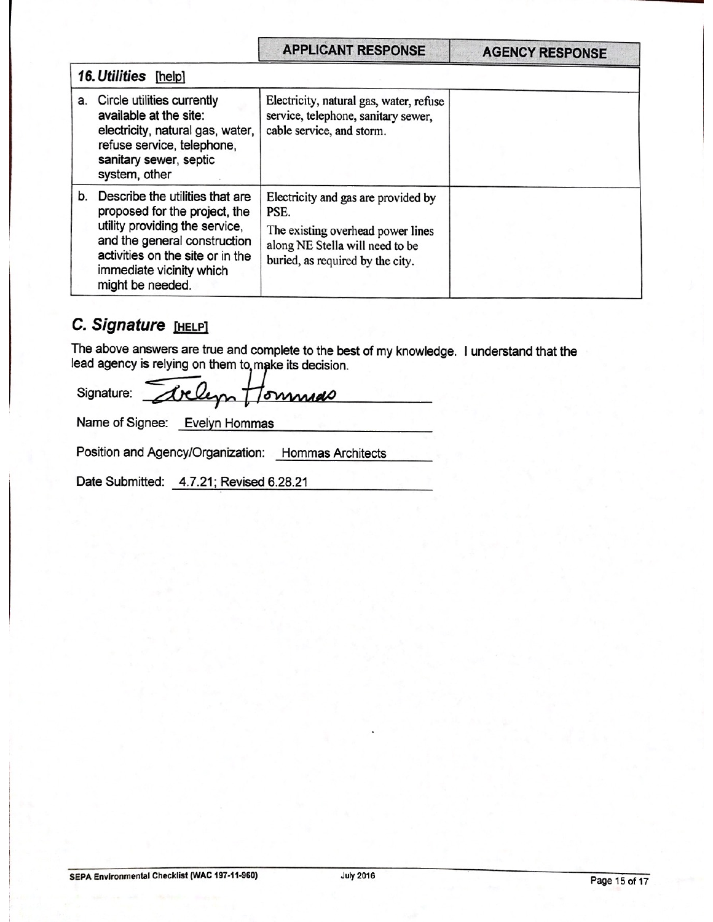| | APPLICANT RESPONSE | AGENCY RESPONSE |
|---|---|---|
| ***16. Utilities*** [help] | | |
| a. Circle utilities currently available at the site: electricity, natural gas, water, refuse service, telephone, sanitary sewer, septic system, other | Electricity, natural gas, water, refuse service, telephone, sanitary sewer, cable service, and storm. | |
| b. Describe the utilities that are proposed for the project, the utility providing the service, and the general construction activities on the site or in the immediate vicinity which might be needed. | Electricity and gas are provided by PSE. The existing overhead power lines along NE Stella will need to be buried, as required by the city. | |

## *C. Signature* [HELP]

The above answers are true and complete to the best of my knowledge. I understand that the lead agency is relying on them to make its decision.

Signature: Evelyn Hommas

Name of Signee: Evelyn Hommas

Position and Agency/Organization: Hommas Architects

Date Submitted: 4.7.21; Revised 6.28.21